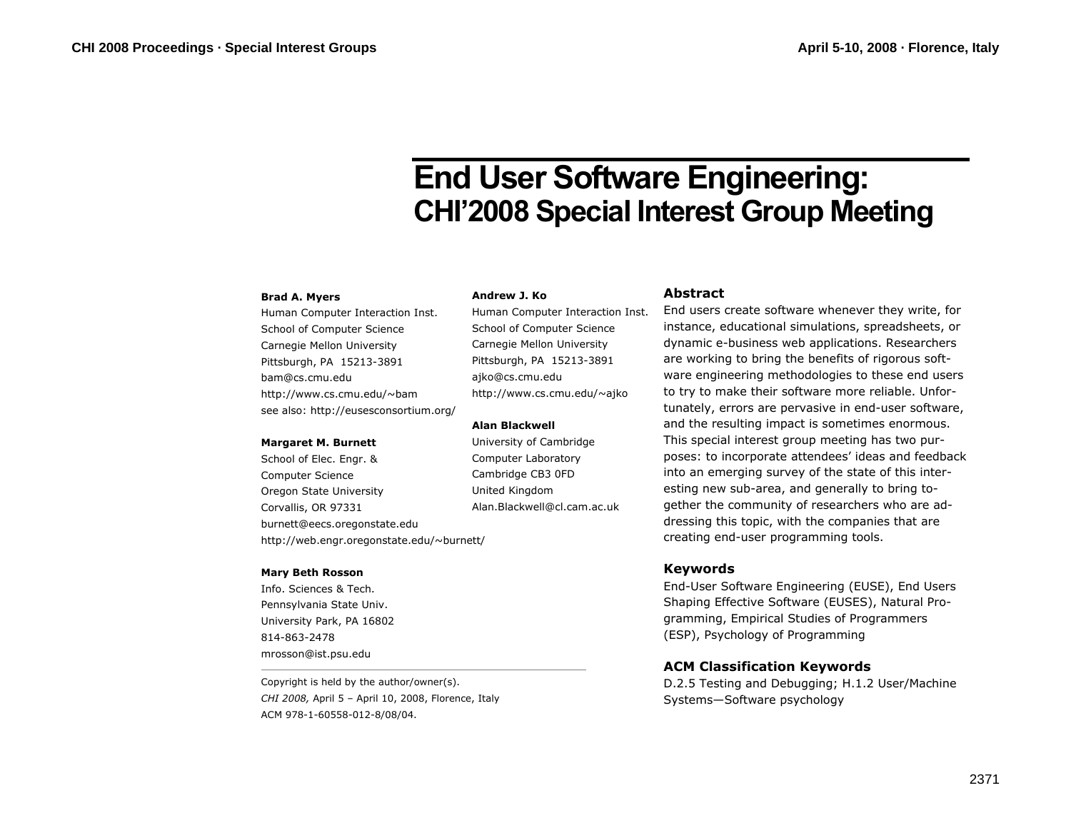# End User Software Engineering:
## CHI'2008 Special Interest Group Meeting

**Brad A. Myers**
Human Computer Interaction Inst.
School of Computer Science
Carnegie Mellon University
Pittsburgh, PA 15213-3891
bam@cs.cmu.edu
http://www.cs.cmu.edu/~bam
see also: http://eusesconsortium.org/

**Margaret M. Burnett**
School of Elec. Engr. &
Computer Science
Oregon State University
Corvallis, OR 97331
burnett@eecs.oregonstate.edu
http://web.engr.oregonstate.edu/~burnett/

**Mary Beth Rosson**
Info. Sciences & Tech.
Pennsylvania State Univ.
University Park, PA 16802
814-863-2478
mrosson@ist.psu.edu

**Andrew J. Ko**
Human Computer Interaction Inst.
School of Computer Science
Carnegie Mellon University
Pittsburgh, PA 15213-3891
ajko@cs.cmu.edu
http://www.cs.cmu.edu/~ajko

**Alan Blackwell**
University of Cambridge
Computer Laboratory
Cambridge CB3 0FD
United Kingdom
Alan.Blackwell@cl.cam.ac.uk

Copyright is held by the author/owner(s).
*CHI 2008,* April 5 – April 10, 2008, Florence, Italy
ACM 978-1-60558-012-8/08/04.

### Abstract

End users create software whenever they write, for instance, educational simulations, spreadsheets, or dynamic e-business web applications. Researchers are working to bring the benefits of rigorous software engineering methodologies to these end users to try to make their software more reliable. Unfortunately, errors are pervasive in end-user software, and the resulting impact is sometimes enormous. This special interest group meeting has two purposes: to incorporate attendees' ideas and feedback into an emerging survey of the state of this interesting new sub-area, and generally to bring together the community of researchers who are addressing this topic, with the companies that are creating end-user programming tools.

### Keywords

End-User Software Engineering (EUSE), End Users Shaping Effective Software (EUSES), Natural Programming, Empirical Studies of Programmers (ESP), Psychology of Programming

### ACM Classification Keywords

D.2.5 Testing and Debugging; H.1.2 User/Machine Systems—Software psychology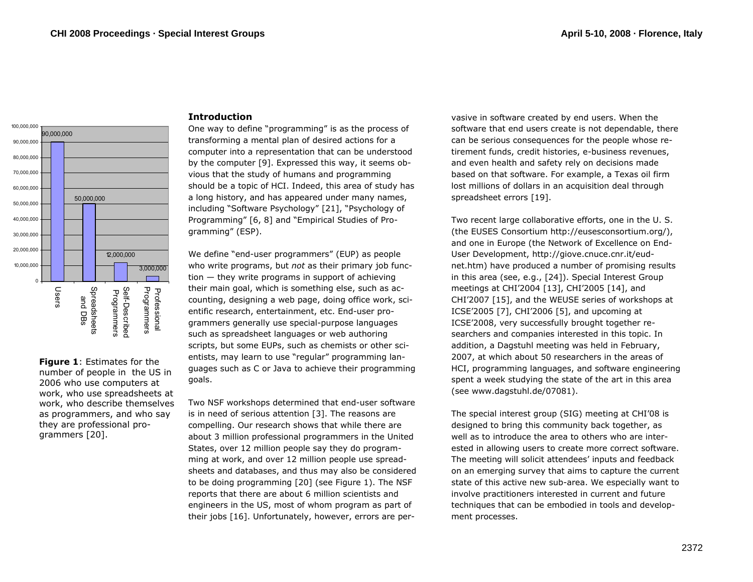Figure 1: Estimates for the number of people in the US in 2006 who use computers at work, who use spreadsheets at work, who describe themselves as programmers, and who say they are professional programmers [20].

## Introduction

One way to define "programming" is as the process of transforming a mental plan of desired actions for a computer into a representation that can be understood by the computer [9]. Expressed this way, it seems obvious that the study of humans and programming should be a topic of HCI. Indeed, this area of study has a long history, and has appeared under many names, including "Software Psychology" [21], "Psychology of Programming" [6, 8] and "Empirical Studies of Programming" (ESP).

We define "end-user programmers" (EUP) as people who write programs, but *not* as their primary job function — they write programs in support of achieving their main goal, which is something else, such as accounting, designing a web page, doing office work, scientific research, entertainment, etc. End-user programmers generally use special-purpose languages such as spreadsheet languages or web authoring scripts, but some EUPs, such as chemists or other scientists, may learn to use "regular" programming languages such as C or Java to achieve their programming goals.

Two NSF workshops determined that end-user software is in need of serious attention [3]. The reasons are compelling. Our research shows that while there are about 3 million professional programmers in the United States, over 12 million people say they do programming at work, and over 12 million people use spreadsheets and databases, and thus may also be considered to be doing programming [20] (see Figure 1). The NSF reports that there are about 6 million scientists and engineers in the US, most of whom program as part of their jobs [16]. Unfortunately, however, errors are pervasive in software created by end users. When the software that end users create is not dependable, there can be serious consequences for the people whose retirement funds, credit histories, e-business revenues, and even health and safety rely on decisions made based on that software. For example, a Texas oil firm lost millions of dollars in an acquisition deal through spreadsheet errors [19].

Two recent large collaborative efforts, one in the U. S. (the EUSES Consortium http://eusesconsortium.org/), and one in Europe (the Network of Excellence on End-User Development, http://giove.cnuce.cnr.it/eud-net.htm) have produced a number of promising results in this area (see, e.g., [24]). Special Interest Group meetings at CHI'2004 [13], CHI'2005 [14], and CHI'2007 [15], and the WEUSE series of workshops at ICSE'2005 [7], CHI'2006 [5], and upcoming at ICSE'2008, very successfully brought together researchers and companies interested in this topic. In addition, a Dagstuhl meeting was held in February, 2007, at which about 50 researchers in the areas of HCI, programming languages, and software engineering spent a week studying the state of the art in this area (see www.dagstuhl.de/07081).

The special interest group (SIG) meeting at CHI'08 is designed to bring this community back together, as well as to introduce the area to others who are interested in allowing users to create more correct software. The meeting will solicit attendees' inputs and feedback on an emerging survey that aims to capture the current state of this active new sub-area. We especially want to involve practitioners interested in current and future techniques that can be embodied in tools and development processes.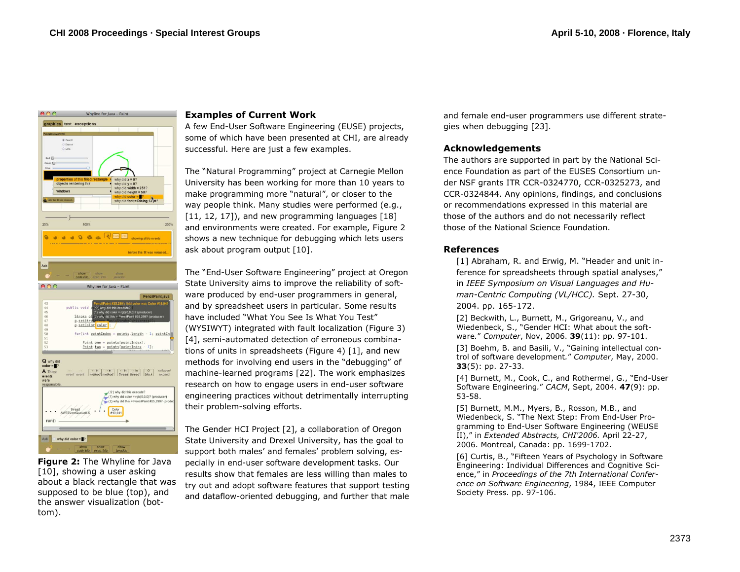**Figure 2:** The Whyline for Java [10], showing a user asking about a black rectangle that was supposed to be blue (top), and the answer visualization (bottom).

## Examples of Current Work

A few End-User Software Engineering (EUSE) projects, some of which have been presented at CHI, are already successful. Here are just a few examples.

The "Natural Programming" project at Carnegie Mellon University has been working for more than 10 years to make programming more "natural", or closer to the way people think. Many studies were performed (e.g., [11, 12, 17]), and new programming languages [18] and environments were created. For example, Figure 2 shows a new technique for debugging which lets users ask about program output [10].

The "End-User Software Engineering" project at Oregon State University aims to improve the reliability of software produced by end-user programmers in general, and by spreadsheet users in particular. Some results have included "What You See Is What You Test" (WYSIWYT) integrated with fault localization (Figure 3) [4], semi-automated detection of erroneous combinations of units in spreadsheets (Figure 4) [1], and new methods for involving end users in the "debugging" of machine-learned programs [22]. The work emphasizes research on how to engage users in end-user software engineering practices without detrimentally interrupting their problem-solving efforts.

The Gender HCI Project [2], a collaboration of Oregon State University and Drexel University, has the goal to support both males' and females' problem solving, especially in end-user software development tasks. Our results show that females are less willing than males to try out and adopt software features that support testing and dataflow-oriented debugging, and further that male and female end-user programmers use different strategies when debugging [23].

## Acknowledgements

The authors are supported in part by the National Science Foundation as part of the EUSES Consortium under NSF grants ITR CCR-0324770, CCR-0325273, and CCR-0324844. Any opinions, findings, and conclusions or recommendations expressed in this material are those of the authors and do not necessarily reflect those of the National Science Foundation.

## References

[1] Abraham, R. and Erwig, M. "Header and unit inference for spreadsheets through spatial analyses," in *IEEE Symposium on Visual Languages and Human-Centric Computing (VL/HCC).* Sept. 27-30, 2004. pp. 165-172.

[2] Beckwith, L., Burnett, M., Grigoreanu, V., and Wiedenbeck, S., "Gender HCI: What about the software." *Computer*, Nov, 2006. **39**(11): pp. 97-101.

[3] Boehm, B. and Basili, V., "Gaining intellectual control of software development." *Computer*, May, 2000. **33**(5): pp. 27-33.

[4] Burnett, M., Cook, C., and Rothermel, G., "End-User Software Engineering." *CACM*, Sept, 2004. **47**(9): pp. 53-58.

[5] Burnett, M.M., Myers, B., Rosson, M.B., and Wiedenbeck, S. "The Next Step: From End-User Programming to End-User Software Engineering (WEUSE II)," in *Extended Abstracts, CHI'2006.* April 22-27, 2006. Montreal, Canada: pp. 1699-1702.

[6] Curtis, B., "Fifteen Years of Psychology in Software Engineering: Individual Differences and Cognitive Science," in *Proceedings of the 7th International Conference on Software Engineering*, 1984, IEEE Computer Society Press. pp. 97-106.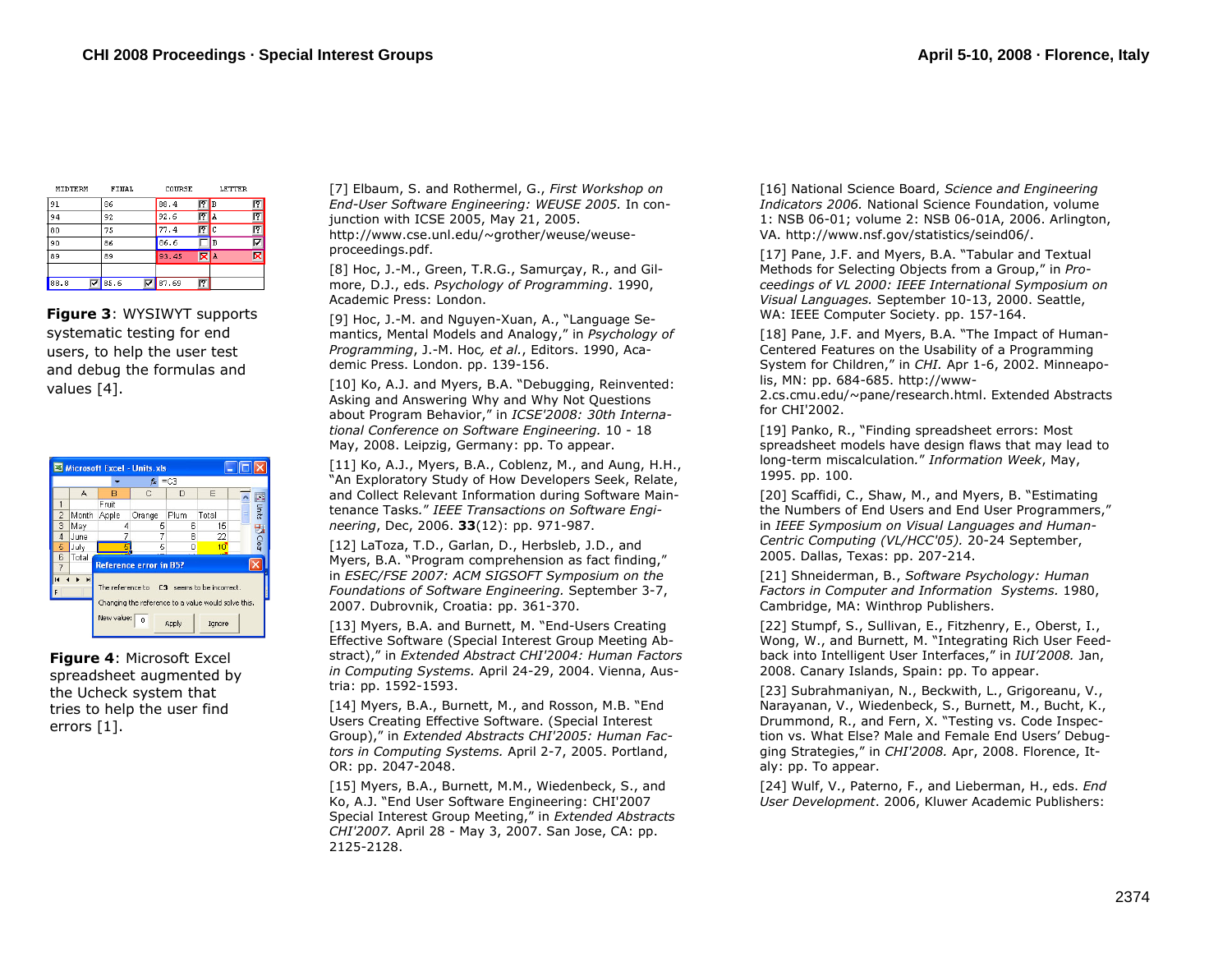**Figure 3**: WYSIWYT supports systematic testing for end users, to help the user test and debug the formulas and values [4].

**Figure 4**: Microsoft Excel spreadsheet augmented by the Ucheck system that tries to help the user find errors [1].

[7] Elbaum, S. and Rothermel, G., *First Workshop on End-User Software Engineering: WEUSE 2005.* In conjunction with ICSE 2005, May 21, 2005. http://www.cse.unl.edu/~grother/weuse/weuse-proceedings.pdf.

[8] Hoc, J.-M., Green, T.R.G., Samurçay, R., and Gilmore, D.J., eds. *Psychology of Programming*. 1990, Academic Press: London.

[9] Hoc, J.-M. and Nguyen-Xuan, A., "Language Semantics, Mental Models and Analogy," in *Psychology of Programming*, J.-M. Hoc*, et al.*, Editors. 1990, Academic Press. London. pp. 139-156.

[10] Ko, A.J. and Myers, B.A. "Debugging, Reinvented: Asking and Answering Why and Why Not Questions about Program Behavior," in *ICSE'2008: 30th International Conference on Software Engineering.* 10 - 18 May, 2008. Leipzig, Germany: pp. To appear.

[11] Ko, A.J., Myers, B.A., Coblenz, M., and Aung, H.H., "An Exploratory Study of How Developers Seek, Relate, and Collect Relevant Information during Software Maintenance Tasks." *IEEE Transactions on Software Engineering*, Dec, 2006. **33**(12): pp. 971-987.

[12] LaToza, T.D., Garlan, D., Herbsleb, J.D., and Myers, B.A. "Program comprehension as fact finding," in *ESEC/FSE 2007: ACM SIGSOFT Symposium on the Foundations of Software Engineering.* September 3-7, 2007. Dubrovnik, Croatia: pp. 361-370.

[13] Myers, B.A. and Burnett, M. "End-Users Creating Effective Software (Special Interest Group Meeting Abstract)," in *Extended Abstract CHI'2004: Human Factors in Computing Systems.* April 24-29, 2004. Vienna, Austria: pp. 1592-1593.

[14] Myers, B.A., Burnett, M., and Rosson, M.B. "End Users Creating Effective Software. (Special Interest Group)," in *Extended Abstracts CHI'2005: Human Factors in Computing Systems.* April 2-7, 2005. Portland, OR: pp. 2047-2048.

[15] Myers, B.A., Burnett, M.M., Wiedenbeck, S., and Ko, A.J. "End User Software Engineering: CHI'2007 Special Interest Group Meeting," in *Extended Abstracts CHI'2007.* April 28 - May 3, 2007. San Jose, CA: pp. 2125-2128.

[16] National Science Board, *Science and Engineering Indicators 2006*. National Science Foundation, volume 1: NSB 06-01; volume 2: NSB 06-01A, 2006. Arlington, VA. http://www.nsf.gov/statistics/seind06/.

[17] Pane, J.F. and Myers, B.A. "Tabular and Textual Methods for Selecting Objects from a Group," in *Proceedings of VL 2000: IEEE International Symposium on Visual Languages.* September 10-13, 2000. Seattle, WA: IEEE Computer Society. pp. 157-164.

[18] Pane, J.F. and Myers, B.A. "The Impact of Human-Centered Features on the Usability of a Programming System for Children," in *CHI.* Apr 1-6, 2002. Minneapolis, MN: pp. 684-685. http://www-2.cs.cmu.edu/~pane/research.html. Extended Abstracts for CHI'2002.

[19] Panko, R., "Finding spreadsheet errors: Most spreadsheet models have design flaws that may lead to long-term miscalculation." *Information Week*, May, 1995. pp. 100.

[20] Scaffidi, C., Shaw, M., and Myers, B. "Estimating the Numbers of End Users and End User Programmers," in *IEEE Symposium on Visual Languages and Human-Centric Computing (VL/HCC'05).* 20-24 September, 2005. Dallas, Texas: pp. 207-214.

[21] Shneiderman, B., *Software Psychology: Human Factors in Computer and Information Systems.* 1980, Cambridge, MA: Winthrop Publishers.

[22] Stumpf, S., Sullivan, E., Fitzhenry, E., Oberst, I., Wong, W., and Burnett, M. "Integrating Rich User Feedback into Intelligent User Interfaces," in *IUI'2008.* Jan, 2008. Canary Islands, Spain: pp. To appear.

[23] Subrahmaniyan, N., Beckwith, L., Grigoreanu, V., Narayanan, V., Wiedenbeck, S., Burnett, M., Bucht, K., Drummond, R., and Fern, X. "Testing vs. Code Inspection vs. What Else? Male and Female End Users' Debugging Strategies," in *CHI'2008.* Apr, 2008. Florence, Italy: pp. To appear.

[24] Wulf, V., Paterno, F., and Lieberman, H., eds. *End User Development*. 2006, Kluwer Academic Publishers: